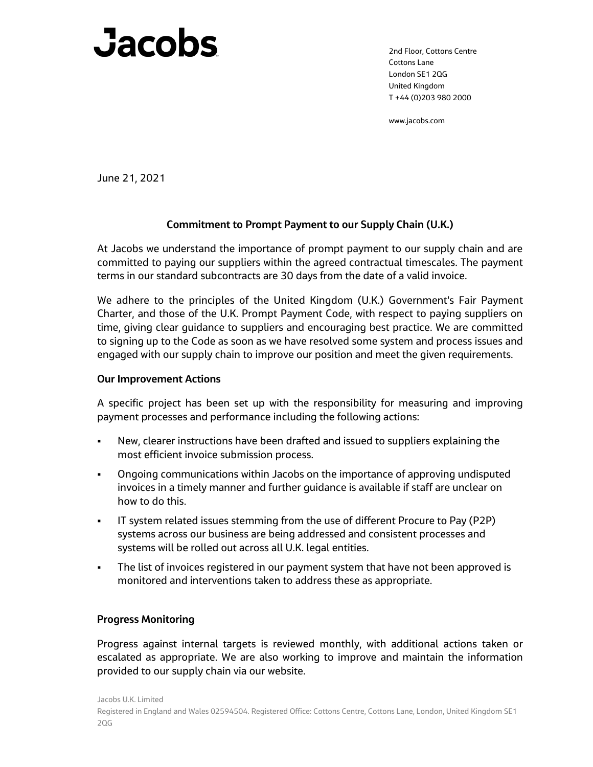# Jacobs

2nd Floor, Cottons Centre
Cottons Lane
London SE1 2QG
United Kingdom
T +44 (0)203 980 2000

www.jacobs.com

June 21, 2021

## Commitment to Prompt Payment to our Supply Chain (U.K.)

At Jacobs we understand the importance of prompt payment to our supply chain and are committed to paying our suppliers within the agreed contractual timescales. The payment terms in our standard subcontracts are 30 days from the date of a valid invoice.

We adhere to the principles of the United Kingdom (U.K.) Government's Fair Payment Charter, and those of the U.K. Prompt Payment Code, with respect to paying suppliers on time, giving clear guidance to suppliers and encouraging best practice. We are committed to signing up to the Code as soon as we have resolved some system and process issues and engaged with our supply chain to improve our position and meet the given requirements.

### Our Improvement Actions

A specific project has been set up with the responsibility for measuring and improving payment processes and performance including the following actions:

- New, clearer instructions have been drafted and issued to suppliers explaining the most efficient invoice submission process.
- Ongoing communications within Jacobs on the importance of approving undisputed invoices in a timely manner and further guidance is available if staff are unclear on how to do this.
- IT system related issues stemming from the use of different Procure to Pay (P2P) systems across our business are being addressed and consistent processes and systems will be rolled out across all U.K. legal entities.
- The list of invoices registered in our payment system that have not been approved is monitored and interventions taken to address these as appropriate.

### Progress Monitoring

Progress against internal targets is reviewed monthly, with additional actions taken or escalated as appropriate. We are also working to improve and maintain the information provided to our supply chain via our website.

Jacobs U.K. Limited
Registered in England and Wales 02594504. Registered Office: Cottons Centre, Cottons Lane, London, United Kingdom SE1 2QG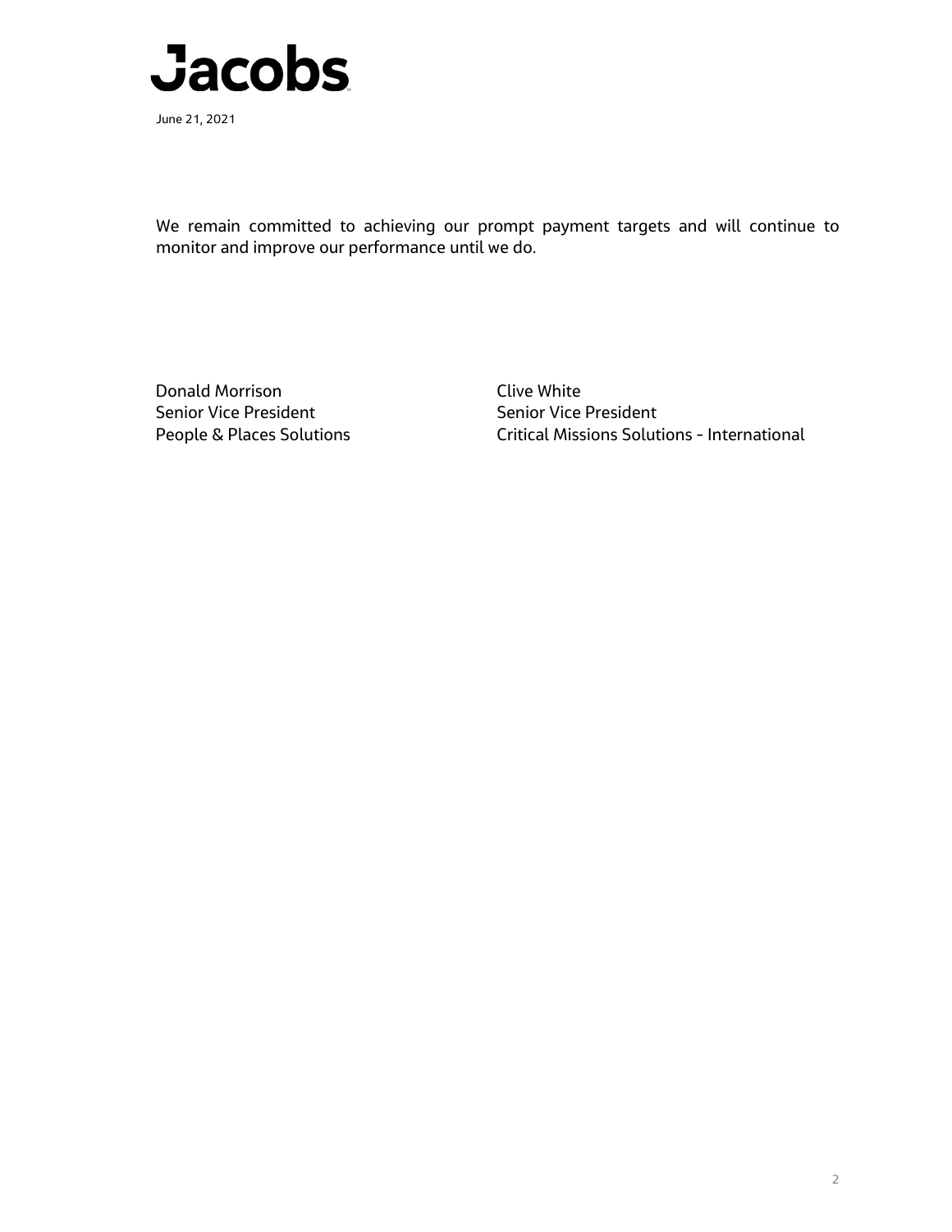June 21, 2021

We remain committed to achieving our prompt payment targets and will continue to monitor and improve our performance until we do.

Donald Morrison
Senior Vice President
People & Places Solutions

Clive White
Senior Vice President
Critical Missions Solutions - International